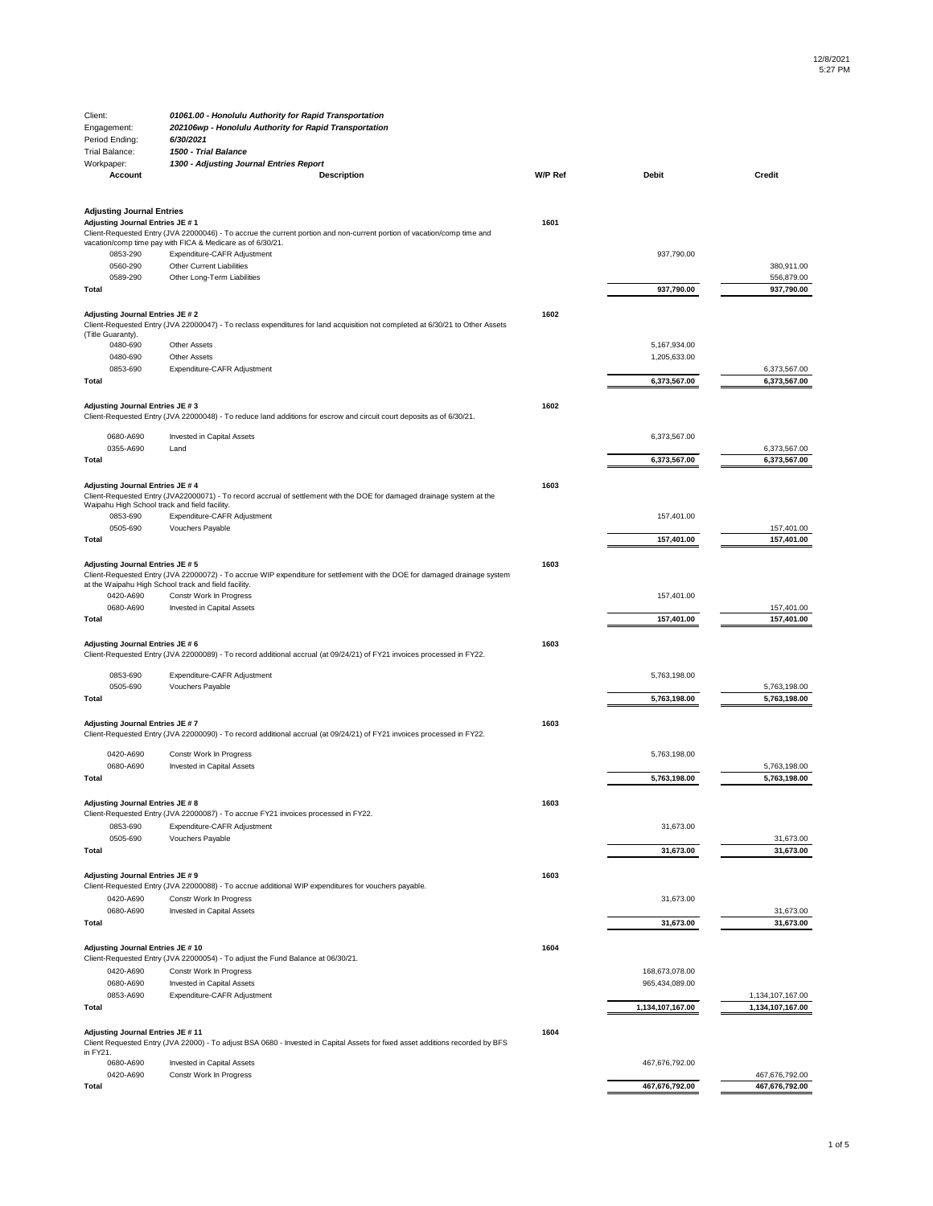12/8/2021
5:27 PM

Client: *01061.00 - Honolulu Authority for Rapid Transportation*
Engagement: *202106wp - Honolulu Authority for Rapid Transportation*
Period Ending: *6/30/2021*
Trial Balance: *1500 - Trial Balance*
Workpaper: *1300 - Adjusting Journal Entries Report*

| Account | Description | W/P Ref | Debit | Credit |
|---|---|---|---|---|
| **Adjusting Journal Entries** | | | | |
| **Adjusting Journal Entries JE # 1** | | **1601** | | |
| Client-Requested Entry (JVA 22000046) - To accrue the current portion and non-current portion of vacation/comp time and vacation/comp time pay with FICA & Medicare as of 6/30/21. | | | | |
| 0853-290 | Expenditure-CAFR Adjustment | | 937,790.00 | |
| 0560-290 | Other Current Liabilities | | | 380,911.00 |
| 0589-290 | Other Long-Term Liabilities | | | 556,879.00 |
| **Total** | | | **937,790.00** | **937,790.00** |
| **Adjusting Journal Entries JE # 2** | | **1602** | | |
| Client-Requested Entry (JVA 22000047) - To reclass expenditures for land acquisition not completed at 6/30/21 to Other Assets (Title Guaranty). | | | | |
| 0480-690 | Other Assets | | 5,167,934.00 | |
| 0480-690 | Other Assets | | 1,205,633.00 | |
| 0853-690 | Expenditure-CAFR Adjustment | | | 6,373,567.00 |
| **Total** | | | **6,373,567.00** | **6,373,567.00** |
| **Adjusting Journal Entries JE # 3** | | **1602** | | |
| Client-Requested Entry (JVA 22000048) - To reduce land additions for escrow and circuit court deposits as of 6/30/21. | | | | |
| 0680-A690 | Invested in Capital Assets | | 6,373,567.00 | |
| 0355-A690 | Land | | | 6,373,567.00 |
| **Total** | | | **6,373,567.00** | **6,373,567.00** |
| **Adjusting Journal Entries JE # 4** | | **1603** | | |
| Client-Requested Entry (JVA22000071) - To record accrual of settlement with the DOE for damaged drainage system at the Waipahu High School track and field facility. | | | | |
| 0853-690 | Expenditure-CAFR Adjustment | | 157,401.00 | |
| 0505-690 | Vouchers Payable | | | 157,401.00 |
| **Total** | | | **157,401.00** | **157,401.00** |
| **Adjusting Journal Entries JE # 5** | | **1603** | | |
| Client-Requested Entry (JVA 22000072) - To accrue WIP expenditure for settlement with the DOE for damaged drainage system at the Waipahu High School track and field facility. | | | | |
| 0420-A690 | Constr Work In Progress | | 157,401.00 | |
| 0680-A690 | Invested in Capital Assets | | | 157,401.00 |
| **Total** | | | **157,401.00** | **157,401.00** |
| **Adjusting Journal Entries JE # 6** | | **1603** | | |
| Client-Requested Entry (JVA 22000089) - To record additional accrual (at 09/24/21) of FY21 invoices processed in FY22. | | | | |
| 0853-690 | Expenditure-CAFR Adjustment | | 5,763,198.00 | |
| 0505-690 | Vouchers Payable | | | 5,763,198.00 |
| **Total** | | | **5,763,198.00** | **5,763,198.00** |
| **Adjusting Journal Entries JE # 7** | | **1603** | | |
| Client-Requested Entry (JVA 22000090) - To record additional accrual (at 09/24/21) of FY21 invoices processed in FY22. | | | | |
| 0420-A690 | Constr Work In Progress | | 5,763,198.00 | |
| 0680-A690 | Invested in Capital Assets | | | 5,763,198.00 |
| **Total** | | | **5,763,198.00** | **5,763,198.00** |
| **Adjusting Journal Entries JE # 8** | | **1603** | | |
| Client-Requested Entry (JVA 22000087) - To accrue FY21 invoices processed in FY22. | | | | |
| 0853-690 | Expenditure-CAFR Adjustment | | 31,673.00 | |
| 0505-690 | Vouchers Payable | | | 31,673.00 |
| **Total** | | | **31,673.00** | **31,673.00** |
| **Adjusting Journal Entries JE # 9** | | **1603** | | |
| Client-Requested Entry (JVA 22000088) - To accrue additional WIP expenditures for vouchers payable. | | | | |
| 0420-A690 | Constr Work In Progress | | 31,673.00 | |
| 0680-A690 | Invested in Capital Assets | | | 31,673.00 |
| **Total** | | | **31,673.00** | **31,673.00** |
| **Adjusting Journal Entries JE # 10** | | **1604** | | |
| Client-Requested Entry (JVA 22000054) - To adjust the Fund Balance at 06/30/21. | | | | |
| 0420-A690 | Constr Work In Progress | | 168,673,078.00 | |
| 0680-A690 | Invested in Capital Assets | | 965,434,089.00 | |
| 0853-A690 | Expenditure-CAFR Adjustment | | | 1,134,107,167.00 |
| **Total** | | | **1,134,107,167.00** | **1,134,107,167.00** |
| **Adjusting Journal Entries JE # 11** | | **1604** | | |
| Client Requested Entry (JVA 22000) - To adjust BSA 0680 - Invested in Capital Assets for fixed asset additions recorded by BFS in FY21. | | | | |
| 0680-A690 | Invested in Capital Assets | | 467,676,792.00 | |
| 0420-A690 | Constr Work In Progress | | | 467,676,792.00 |
| **Total** | | | **467,676,792.00** | **467,676,792.00** |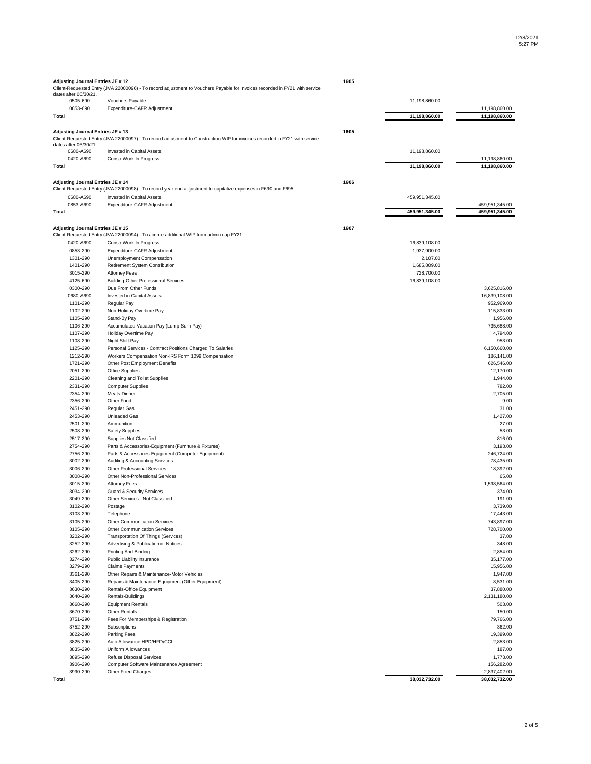**Adjusting Journal Entries JE # 12** — 1605

Client-Requested Entry (JVA 22000096) - To record adjustment to Vouchers Payable for invoices recorded in FY21 with service dates after 06/30/21.

| Account | Description | Debit | Credit |
|---|---|---|---|
| 0505-690 | Vouchers Payable | 11,198,860.00 | |
| 0853-690 | Expenditure-CAFR Adjustment | | 11,198,860.00 |
| **Total** | | **11,198,860.00** | **11,198,860.00** |

**Adjusting Journal Entries JE # 13** — 1605

Client-Requested Entry (JVA 22000097) - To record adjustment to Construction WIP for invoices recorded in FY21 with service dates after 06/30/21.

| Account | Description | Debit | Credit |
|---|---|---|---|
| 0680-A690 | Invested in Capital Assets | 11,198,860.00 | |
| 0420-A690 | Constr Work In Progress | | 11,198,860.00 |
| **Total** | | **11,198,860.00** | **11,198,860.00** |

**Adjusting Journal Entries JE # 14** — 1606

Client-Requested Entry (JVA 22000098) - To record year-end adjustment to capitalize expenses in F690 and F695.

| Account | Description | Debit | Credit |
|---|---|---|---|
| 0680-A690 | Invested in Capital Assets | 459,951,345.00 | |
| 0853-A690 | Expenditure-CAFR Adjustment | | 459,951,345.00 |
| **Total** | | **459,951,345.00** | **459,951,345.00** |

**Adjusting Journal Entries JE # 15** — 1607

Client-Requested Entry (JVA 22000094) - To accrue additional WIP from admin cap FY21.

| Account | Description | Debit | Credit |
|---|---|---|---|
| 0420-A690 | Constr Work In Progress | 16,839,108.00 | |
| 0853-290 | Expenditure-CAFR Adjustment | 1,937,900.00 | |
| 1301-290 | Unemployment Compensation | 2,107.00 | |
| 1401-290 | Retirement System Contribution | 1,685,809.00 | |
| 3015-290 | Attorney Fees | 728,700.00 | |
| 4125-690 | Building-Other Professional Services | 16,839,108.00 | |
| 0300-290 | Due From Other Funds | | 3,625,816.00 |
| 0680-A690 | Invested in Capital Assets | | 16,839,108.00 |
| 1101-290 | Regular Pay | | 952,969.00 |
| 1102-290 | Non-Holiday Overtime Pay | | 115,833.00 |
| 1105-290 | Stand-By Pay | | 1,956.00 |
| 1106-290 | Accumulated Vacation Pay (Lump-Sum Pay) | | 735,688.00 |
| 1107-290 | Holiday Overtime Pay | | 4,794.00 |
| 1108-290 | Night Shift Pay | | 953.00 |
| 1125-290 | Personal Services - Contract Positions Charged To Salaries | | 6,150,660.00 |
| 1212-290 | Workers Compensation Non-IRS Form 1099 Compensation | | 186,141.00 |
| 1721-290 | Other Post Employment Benefits | | 626,546.00 |
| 2051-290 | Office Supplies | | 12,170.00 |
| 2201-290 | Cleaning and Toilet Supplies | | 1,944.00 |
| 2331-290 | Computer Supplies | | 782.00 |
| 2354-290 | Meals-Dinner | | 2,705.00 |
| 2356-290 | Other Food | | 9.00 |
| 2451-290 | Regular Gas | | 31.00 |
| 2453-290 | Unleaded Gas | | 1,427.00 |
| 2501-290 | Ammunition | | 27.00 |
| 2508-290 | Safety Supplies | | 53.00 |
| 2517-290 | Supplies Not Classified | | 816.00 |
| 2754-290 | Parts & Accessories-Equipment (Furniture & Fixtures) | | 3,193.00 |
| 2756-290 | Parts & Accessories-Equipment (Computer Equipment) | | 246,724.00 |
| 3002-290 | Auditing & Accounting Services | | 78,435.00 |
| 3006-290 | Other Professional Services | | 18,392.00 |
| 3008-290 | Other Non-Professional Services | | 65.00 |
| 3015-290 | Attorney Fees | | 1,598,564.00 |
| 3034-290 | Guard & Security Services | | 374.00 |
| 3049-290 | Other Services - Not Classified | | 191.00 |
| 3102-290 | Postage | | 3,739.00 |
| 3103-290 | Telephone | | 17,443.00 |
| 3105-290 | Other Communication Services | | 743,897.00 |
| 3105-290 | Other Communication Services | | 728,700.00 |
| 3202-290 | Transportation Of Things (Services) | | 37.00 |
| 3252-290 | Advertising & Publication of Notices | | 348.00 |
| 3262-290 | Printing And Binding | | 2,854.00 |
| 3274-290 | Public Liability Insurance | | 35,177.00 |
| 3279-290 | Claims Payments | | 15,956.00 |
| 3361-290 | Other Repairs & Maintenance-Motor Vehicles | | 1,947.00 |
| 3405-290 | Repairs & Maintenance-Equipment (Other Equipment) | | 8,531.00 |
| 3630-290 | Rentals-Office Equipment | | 37,880.00 |
| 3640-290 | Rentals-Buildings | | 2,131,180.00 |
| 3668-290 | Equipment Rentals | | 503.00 |
| 3670-290 | Other Rentals | | 150.00 |
| 3751-290 | Fees For Memberships & Registration | | 79,766.00 |
| 3752-290 | Subscriptions | | 362.00 |
| 3822-290 | Parking Fees | | 19,399.00 |
| 3825-290 | Auto Allowance HPD/HFD/CCL | | 2,853.00 |
| 3835-290 | Uniform Allowances | | 187.00 |
| 3895-290 | Refuse Disposal Services | | 1,773.00 |
| 3906-290 | Computer Software Maintenance Agreement | | 156,282.00 |
| 3990-290 | Other Fixed Charges | | 2,837,402.00 |
| **Total** | | **38,032,732.00** | **38,032,732.00** |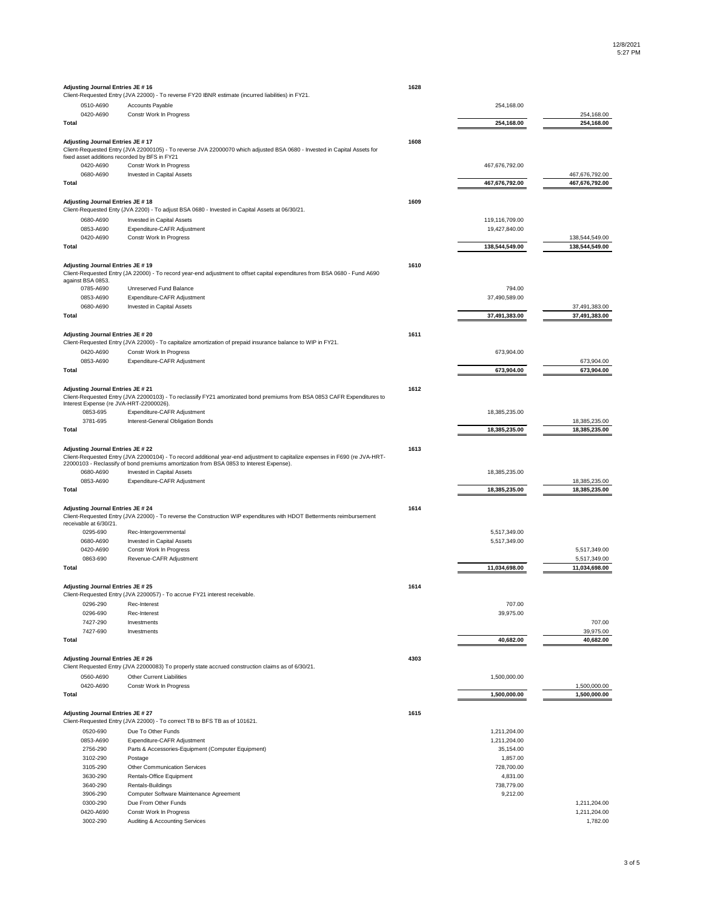### Adjusting Journal Entries JE # 16 — 1628

Client-Requested Entry (JVA 22000) - To reverse FY20 IBNR estimate (incurred liabilities) in FY21.

| Account | Description | Debit | Credit |
|---|---|---|---|
| 0510-A690 | Accounts Payable | 254,168.00 | |
| 0420-A690 | Constr Work In Progress | | 254,168.00 |
| **Total** | | **254,168.00** | **254,168.00** |

### Adjusting Journal Entries JE # 17 — 1608

Client-Requested Entry (JVA 22000105) - To reverse JVA 22000070 which adjusted BSA 0680 - Invested in Capital Assets for fixed asset additions recorded by BFS in FY21

| Account | Description | Debit | Credit |
|---|---|---|---|
| 0420-A690 | Constr Work In Progress | 467,676,792.00 | |
| 0680-A690 | Invested in Capital Assets | | 467,676,792.00 |
| **Total** | | **467,676,792.00** | **467,676,792.00** |

### Adjusting Journal Entries JE # 18 — 1609

Client-Requested Enty (JVA 2200) - To adjust BSA 0680 - Invested in Capital Assets at 06/30/21.

| Account | Description | Debit | Credit |
|---|---|---|---|
| 0680-A690 | Invested in Capital Assets | 119,116,709.00 | |
| 0853-A690 | Expenditure-CAFR Adjustment | 19,427,840.00 | |
| 0420-A690 | Constr Work In Progress | | 138,544,549.00 |
| **Total** | | **138,544,549.00** | **138,544,549.00** |

### Adjusting Journal Entries JE # 19 — 1610

Client-Requested Entry (JA 22000) - To record year-end adjustment to offset capital expenditures from BSA 0680 - Fund A690 against BSA 0853.

| Account | Description | Debit | Credit |
|---|---|---|---|
| 0785-A690 | Unreserved Fund Balance | 794.00 | |
| 0853-A690 | Expenditure-CAFR Adjustment | 37,490,589.00 | |
| 0680-A690 | Invested in Capital Assets | | 37,491,383.00 |
| **Total** | | **37,491,383.00** | **37,491,383.00** |

### Adjusting Journal Entries JE # 20 — 1611

Client-Requested Entry (JVA 22000) - To capitalize amortization of prepaid insurance balance to WIP in FY21.

| Account | Description | Debit | Credit |
|---|---|---|---|
| 0420-A690 | Constr Work In Progress | 673,904.00 | |
| 0853-A690 | Expenditure-CAFR Adjustment | | 673,904.00 |
| **Total** | | **673,904.00** | **673,904.00** |

### Adjusting Journal Entries JE # 21 — 1612

Client-Requested Entry (JVA 22000103) - To reclassify FY21 amortized bond premiums from BSA 0853 CAFR Expenditures to Interest Expense (re JVA-HRT-22000026).

| Account | Description | Debit | Credit |
|---|---|---|---|
| 0853-695 | Expenditure-CAFR Adjustment | 18,385,235.00 | |
| 3781-695 | Interest-General Obligation Bonds | | 18,385,235.00 |
| **Total** | | **18,385,235.00** | **18,385,235.00** |

### Adjusting Journal Entries JE # 22 — 1613

Client-Requested Entry (JVA 22000104) - To record additional year-end adjustment to capitalize expenses in F690 (re JVA-HRT-22000103 - Reclassify of bond premiums amortization from BSA 0853 to Interest Expense).

| Account | Description | Debit | Credit |
|---|---|---|---|
| 0680-A690 | Invested in Capital Assets | 18,385,235.00 | |
| 0853-A690 | Expenditure-CAFR Adjustment | | 18,385,235.00 |
| **Total** | | **18,385,235.00** | **18,385,235.00** |

### Adjusting Journal Entries JE # 24 — 1614

Client-Requested Entry (JVA 22000) - To reverse the Construction WIP expenditures with HDOT Betterments reimbursement receivable at 6/30/21.

| Account | Description | Debit | Credit |
|---|---|---|---|
| 0295-690 | Rec-Intergovernmental | 5,517,349.00 | |
| 0680-A690 | Invested in Capital Assets | 5,517,349.00 | |
| 0420-A690 | Constr Work In Progress | | 5,517,349.00 |
| 0863-690 | Revenue-CAFR Adjustment | | 5,517,349.00 |
| **Total** | | **11,034,698.00** | **11,034,698.00** |

### Adjusting Journal Entries JE # 25 — 1614

Client-Requested Entry (JVA 2200057) - To accrue FY21 interest receivable.

| Account | Description | Debit | Credit |
|---|---|---|---|
| 0296-290 | Rec-Interest | 707.00 | |
| 0296-690 | Rec-Interest | 39,975.00 | |
| 7427-290 | Investments | | 707.00 |
| 7427-690 | Investments | | 39,975.00 |
| **Total** | | **40,682.00** | **40,682.00** |

### Adjusting Journal Entries JE # 26 — 4303

Client Requested Entry (JVA 22000083) To properly state accrued construction claims as of 6/30/21.

| Account | Description | Debit | Credit |
|---|---|---|---|
| 0560-A690 | Other Current Liabilities | 1,500,000.00 | |
| 0420-A690 | Constr Work In Progress | | 1,500,000.00 |
| **Total** | | **1,500,000.00** | **1,500,000.00** |

### Adjusting Journal Entries JE # 27 — 1615

Client-Requested Entry (JVA 22000) - To correct TB to BFS TB as of 101621.

| Account | Description | Debit | Credit |
|---|---|---|---|
| 0520-690 | Due To Other Funds | 1,211,204.00 | |
| 0853-A690 | Expenditure-CAFR Adjustment | 1,211,204.00 | |
| 2756-290 | Parts & Accessories-Equipment (Computer Equipment) | 35,154.00 | |
| 3102-290 | Postage | 1,857.00 | |
| 3105-290 | Other Communication Services | 728,700.00 | |
| 3630-290 | Rentals-Office Equipment | 4,831.00 | |
| 3640-290 | Rentals-Buildings | 738,779.00 | |
| 3906-290 | Computer Software Maintenance Agreement | 9,212.00 | |
| 0300-290 | Due From Other Funds | | 1,211,204.00 |
| 0420-A690 | Constr Work In Progress | | 1,211,204.00 |
| 3002-290 | Auditing & Accounting Services | | 1,782.00 |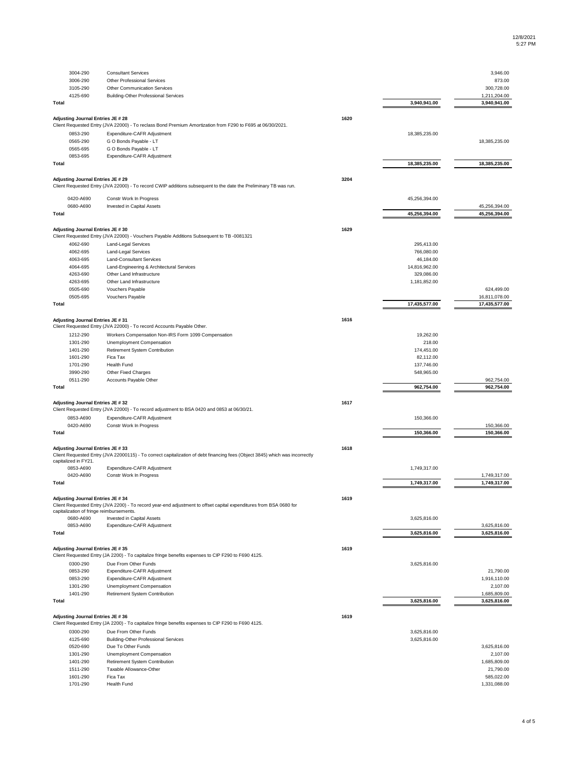| Account | Description | Ref | Debit | Credit |
|---|---|---|---|---|
| 3004-290 | Consultant Services | | | 3,946.00 |
| 3006-290 | Other Professional Services | | | 873.00 |
| 3105-290 | Other Communication Services | | | 300,728.00 |
| 4125-690 | Building-Other Professional Services | | | 1,211,204.00 |
| **Total** | | | **3,940,941.00** | **3,940,941.00** |

**Adjusting Journal Entries JE # 28** — 1620

Client Requested Entry (JVA 22000) - To reclass Bond Premium Amortization from F290 to F695 at 06/30/2021.

| Account | Description | Debit | Credit |
|---|---|---|---|
| 0853-290 | Expenditure-CAFR Adjustment | 18,385,235.00 | |
| 0565-290 | G O Bonds Payable - LT | | 18,385,235.00 |
| 0565-695 | G O Bonds Payable - LT | | |
| 0853-695 | Expenditure-CAFR Adjustment | | |
| **Total** | | **18,385,235.00** | **18,385,235.00** |

**Adjusting Journal Entries JE # 29** — 3204

Client Requested Entry (JVA 22000) - To record CWIP additions subsequent to the date the Preliminary TB was run.

| Account | Description | Debit | Credit |
|---|---|---|---|
| 0420-A690 | Constr Work In Progress | 45,256,394.00 | |
| 0680-A690 | Invested in Capital Assets | | 45,256,394.00 |
| **Total** | | **45,256,394.00** | **45,256,394.00** |

**Adjusting Journal Entries JE # 30** — 1629

Client Requested Entry (JVA 22000) - Vouchers Payable Additions Subsequent to TB -0081321

| Account | Description | Debit | Credit |
|---|---|---|---|
| 4062-690 | Land-Legal Services | 295,413.00 | |
| 4062-695 | Land-Legal Services | 766,080.00 | |
| 4063-695 | Land-Consultant Services | 46,184.00 | |
| 4064-695 | Land-Engineering & Architectural Services | 14,816,962.00 | |
| 4263-690 | Other Land Infrastructure | 329,086.00 | |
| 4263-695 | Other Land Infrastructure | 1,181,852.00 | |
| 0505-690 | Vouchers Payable | | 624,499.00 |
| 0505-695 | Vouchers Payable | | 16,811,078.00 |
| **Total** | | **17,435,577.00** | **17,435,577.00** |

**Adjusting Journal Entries JE # 31** — 1616

Client Requested Entry (JVA 22000) - To record Accounts Payable Other.

| Account | Description | Debit | Credit |
|---|---|---|---|
| 1212-290 | Workers Compensation Non-IRS Form 1099 Compensation | 19,262.00 | |
| 1301-290 | Unemployment Compensation | 218.00 | |
| 1401-290 | Retirement System Contribution | 174,451.00 | |
| 1601-290 | Fica Tax | 82,112.00 | |
| 1701-290 | Health Fund | 137,746.00 | |
| 3990-290 | Other Fixed Charges | 548,965.00 | |
| 0511-290 | Accounts Payable Other | | 962,754.00 |
| **Total** | | **962,754.00** | **962,754.00** |

**Adjusting Journal Entries JE # 32** — 1617

Client Requested Entry (JVA 22000) - To record adjustment to BSA 0420 and 0853 at 06/30/21.

| Account | Description | Debit | Credit |
|---|---|---|---|
| 0853-A690 | Expenditure-CAFR Adjustment | 150,366.00 | |
| 0420-A690 | Constr Work In Progress | | 150,366.00 |
| **Total** | | **150,366.00** | **150,366.00** |

**Adjusting Journal Entries JE # 33** — 1618

Client Requested Entry (JVA 22000115) - To correct capitalization of debt financing fees (Object 3845) which was incorrectly capitalized in FY21.

| Account | Description | Debit | Credit |
|---|---|---|---|
| 0853-A690 | Expenditure-CAFR Adjustment | 1,749,317.00 | |
| 0420-A690 | Constr Work In Progress | | 1,749,317.00 |
| **Total** | | **1,749,317.00** | **1,749,317.00** |

**Adjusting Journal Entries JE # 34** — 1619

Client Requested Entry (JVA 2200) - To record year-end adjustment to offset capital expenditures from BSA 0680 for capitalization of fringe reimbursements.

| Account | Description | Debit | Credit |
|---|---|---|---|
| 0680-A690 | Invested in Capital Assets | 3,625,816.00 | |
| 0853-A690 | Expenditure-CAFR Adjustment | | 3,625,816.00 |
| **Total** | | **3,625,816.00** | **3,625,816.00** |

**Adjusting Journal Entries JE # 35** — 1619

Client Requested Entry (JA 2200) - To capitalize fringe benefits expenses to CIP F290 to F690 4125.

| Account | Description | Debit | Credit |
|---|---|---|---|
| 0300-290 | Due From Other Funds | 3,625,816.00 | |
| 0853-290 | Expenditure-CAFR Adjustment | | 21,790.00 |
| 0853-290 | Expenditure-CAFR Adjustment | | 1,916,110.00 |
| 1301-290 | Unemployment Compensation | | 2,107.00 |
| 1401-290 | Retirement System Contribution | | 1,685,809.00 |
| **Total** | | **3,625,816.00** | **3,625,816.00** |

**Adjusting Journal Entries JE # 36** — 1619

Client Requested Entry (JA 2200) - To capitalize fringe benefits expenses to CIP F290 to F690 4125.

| Account | Description | Debit | Credit |
|---|---|---|---|
| 0300-290 | Due From Other Funds | 3,625,816.00 | |
| 4125-690 | Building-Other Professional Services | 3,625,816.00 | |
| 0520-690 | Due To Other Funds | | 3,625,816.00 |
| 1301-290 | Unemployment Compensation | | 2,107.00 |
| 1401-290 | Retirement System Contribution | | 1,685,809.00 |
| 1511-290 | Taxable Allowance-Other | | 21,790.00 |
| 1601-290 | Fica Tax | | 585,022.00 |
| 1701-290 | Health Fund | | 1,331,088.00 |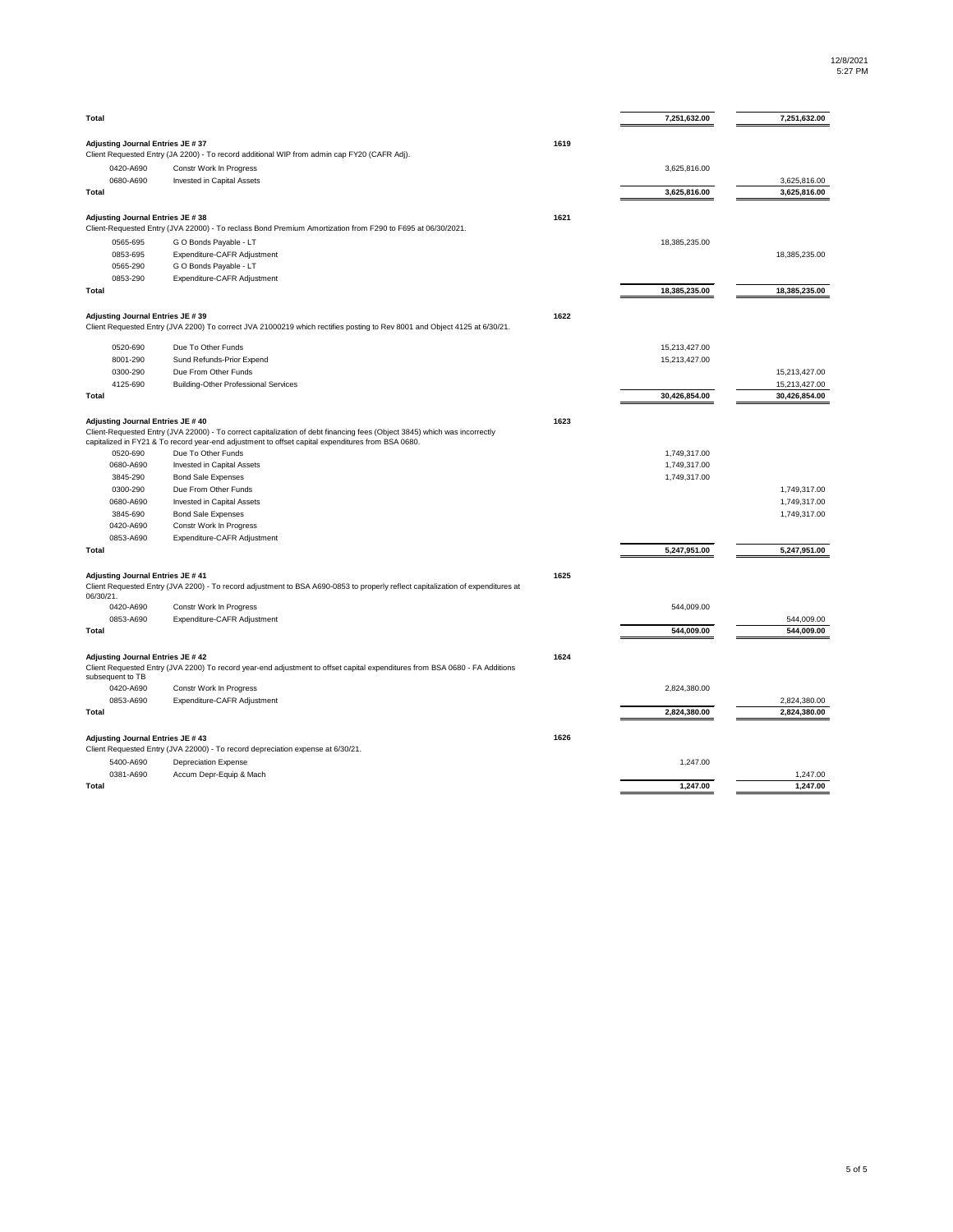| | | | | |
|---|---|---|---|---|
| **Total** | | | **7,251,632.00** | **7,251,632.00** |
| **Adjusting Journal Entries JE # 37** | | 1619 | | |
| Client Requested Entry (JA 2200) - To record additional WIP from admin cap FY20 (CAFR Adj). | | | | |
| 0420-A690 | Constr Work In Progress | | 3,625,816.00 | |
| 0680-A690 | Invested in Capital Assets | | | 3,625,816.00 |
| **Total** | | | **3,625,816.00** | **3,625,816.00** |
| **Adjusting Journal Entries JE # 38** | | 1621 | | |
| Client-Requested Entry (JVA 22000) - To reclass Bond Premium Amortization from F290 to F695 at 06/30/2021. | | | | |
| 0565-695 | G O Bonds Payable - LT | | 18,385,235.00 | |
| 0853-695 | Expenditure-CAFR Adjustment | | | 18,385,235.00 |
| 0565-290 | G O Bonds Payable - LT | | | |
| 0853-290 | Expenditure-CAFR Adjustment | | | |
| **Total** | | | **18,385,235.00** | **18,385,235.00** |
| **Adjusting Journal Entries JE # 39** | | 1622 | | |
| Client Requested Entry (JVA 2200) To correct JVA 21000219 which rectifies posting to Rev 8001 and Object 4125 at 6/30/21. | | | | |
| 0520-690 | Due To Other Funds | | 15,213,427.00 | |
| 8001-290 | Sund Refunds-Prior Expend | | 15,213,427.00 | |
| 0300-290 | Due From Other Funds | | | 15,213,427.00 |
| 4125-690 | Building-Other Professional Services | | | 15,213,427.00 |
| **Total** | | | **30,426,854.00** | **30,426,854.00** |
| **Adjusting Journal Entries JE # 40** | | 1623 | | |
| Client-Requested Entry (JVA 22000) - To correct capitalization of debt financing fees (Object 3845) which was incorrectly capitalized in FY21 & To record year-end adjustment to offset capital expenditures from BSA 0680. | | | | |
| 0520-690 | Due To Other Funds | | 1,749,317.00 | |
| 0680-A690 | Invested in Capital Assets | | 1,749,317.00 | |
| 3845-290 | Bond Sale Expenses | | 1,749,317.00 | |
| 0300-290 | Due From Other Funds | | | 1,749,317.00 |
| 0680-A690 | Invested in Capital Assets | | | 1,749,317.00 |
| 3845-690 | Bond Sale Expenses | | | 1,749,317.00 |
| 0420-A690 | Constr Work In Progress | | | |
| 0853-A690 | Expenditure-CAFR Adjustment | | | |
| **Total** | | | **5,247,951.00** | **5,247,951.00** |
| **Adjusting Journal Entries JE # 41** | | 1625 | | |
| Client Requested Entry (JVA 2200) - To record adjustment to BSA A690-0853 to properly reflect capitalization of expenditures at 06/30/21. | | | | |
| 0420-A690 | Constr Work In Progress | | 544,009.00 | |
| 0853-A690 | Expenditure-CAFR Adjustment | | | 544,009.00 |
| **Total** | | | **544,009.00** | **544,009.00** |
| **Adjusting Journal Entries JE # 42** | | 1624 | | |
| Client Requested Entry (JVA 2200) To record year-end adjustment to offset capital expenditures from BSA 0680 - FA Additions subsequent to TB | | | | |
| 0420-A690 | Constr Work In Progress | | 2,824,380.00 | |
| 0853-A690 | Expenditure-CAFR Adjustment | | | 2,824,380.00 |
| **Total** | | | **2,824,380.00** | **2,824,380.00** |
| **Adjusting Journal Entries JE # 43** | | 1626 | | |
| Client Requested Entry (JVA 22000) - To record depreciation expense at 6/30/21. | | | | |
| 5400-A690 | Depreciation Expense | | 1,247.00 | |
| 0381-A690 | Accum Depr-Equip & Mach | | | 1,247.00 |
| **Total** | | | **1,247.00** | **1,247.00** |